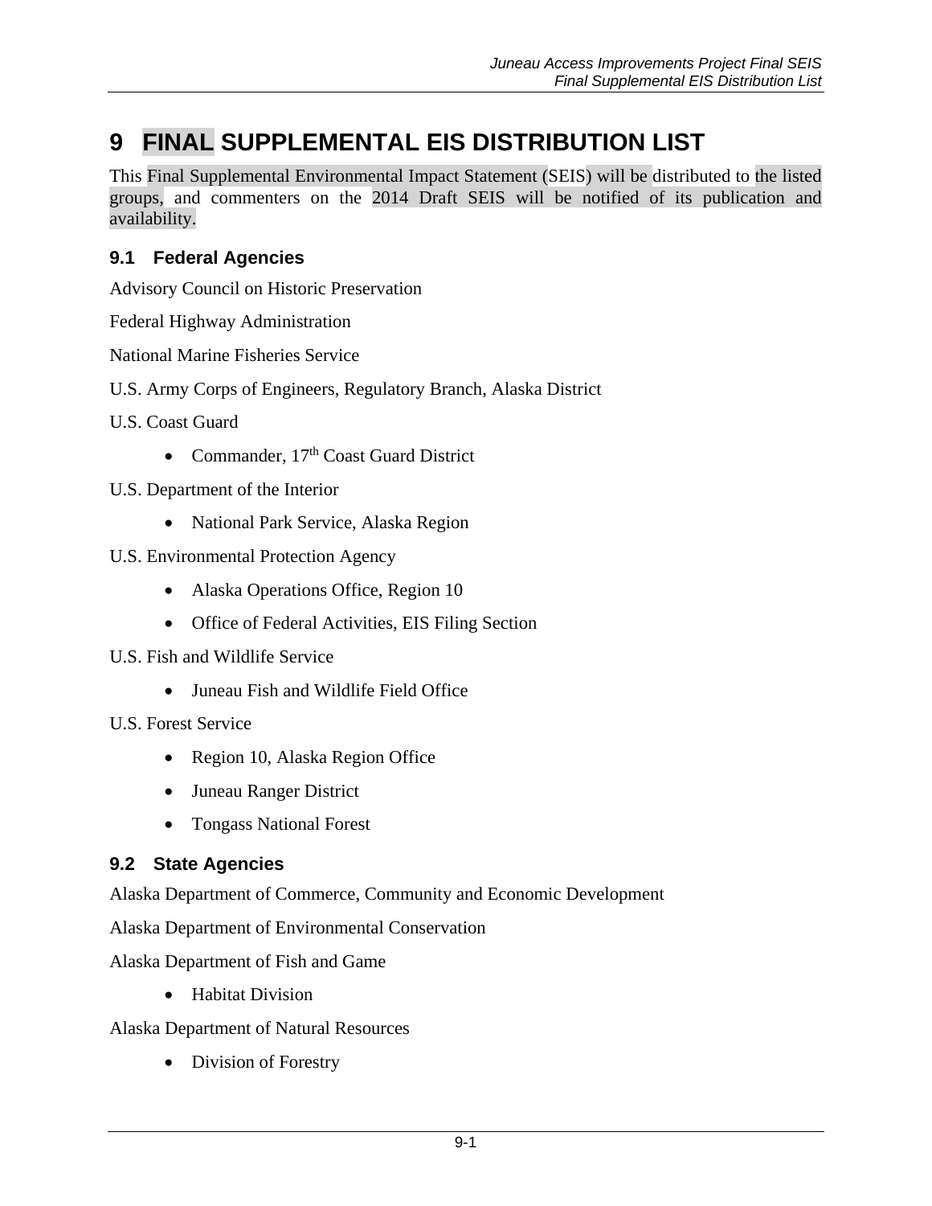# 9 FINAL SUPPLEMENTAL EIS DISTRIBUTION LIST

This Final Supplemental Environmental Impact Statement (SEIS) will be distributed to the listed groups, and commenters on the 2014 Draft SEIS will be notified of its publication and availability.

## 9.1 Federal Agencies

Advisory Council on Historic Preservation

Federal Highway Administration

National Marine Fisheries Service

U.S. Army Corps of Engineers, Regulatory Branch, Alaska District

U.S. Coast Guard

- Commander, 17th Coast Guard District

U.S. Department of the Interior

- National Park Service, Alaska Region

U.S. Environmental Protection Agency

- Alaska Operations Office, Region 10
- Office of Federal Activities, EIS Filing Section

U.S. Fish and Wildlife Service

- Juneau Fish and Wildlife Field Office

U.S. Forest Service

- Region 10, Alaska Region Office
- Juneau Ranger District
- Tongass National Forest

## 9.2 State Agencies

Alaska Department of Commerce, Community and Economic Development

Alaska Department of Environmental Conservation

Alaska Department of Fish and Game

- Habitat Division

Alaska Department of Natural Resources

- Division of Forestry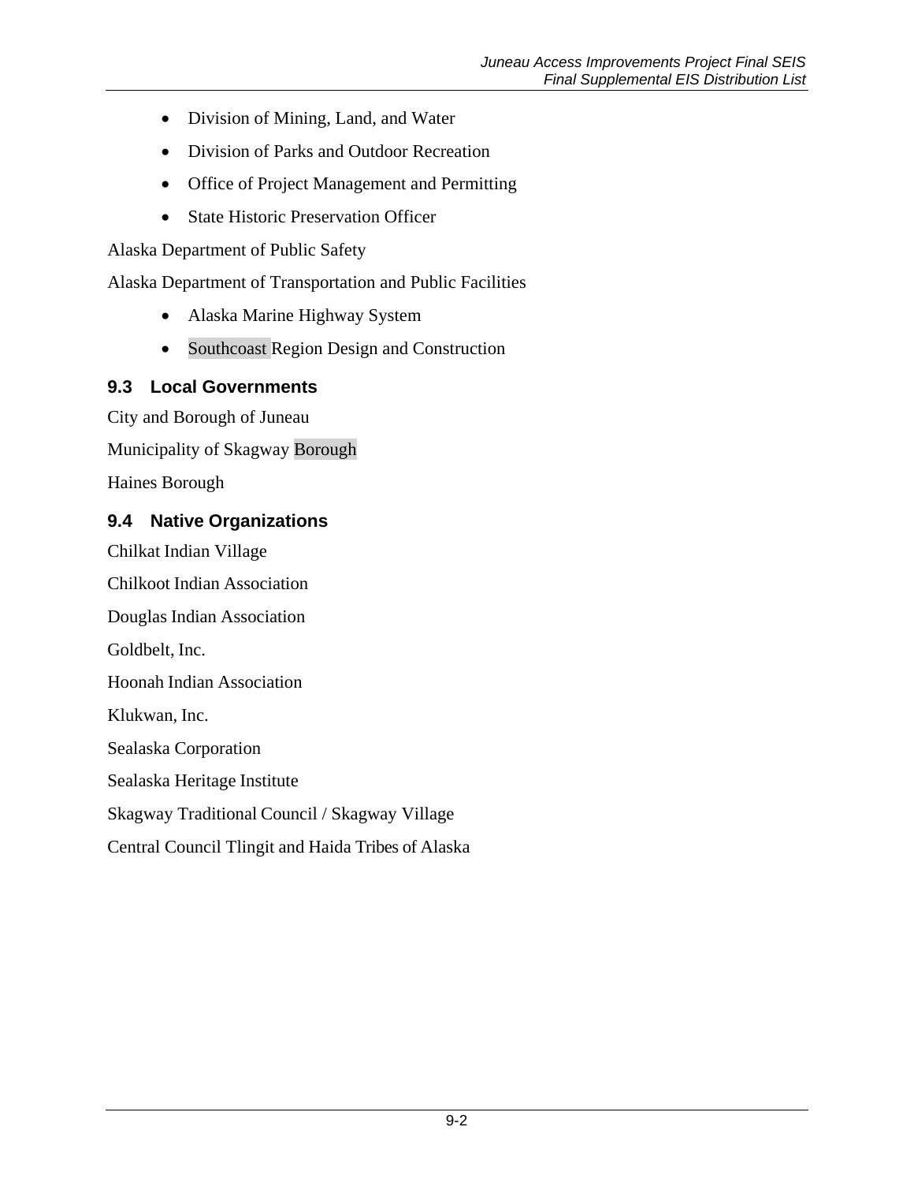- Division of Mining, Land, and Water
- Division of Parks and Outdoor Recreation
- Office of Project Management and Permitting
- State Historic Preservation Officer

Alaska Department of Public Safety

Alaska Department of Transportation and Public Facilities

- Alaska Marine Highway System
- Southcoast Region Design and Construction

## 9.3 Local Governments

City and Borough of Juneau

Municipality of Skagway Borough

Haines Borough

## 9.4 Native Organizations

Chilkat Indian Village

Chilkoot Indian Association

Douglas Indian Association

Goldbelt, Inc.

Hoonah Indian Association

Klukwan, Inc.

Sealaska Corporation

Sealaska Heritage Institute

Skagway Traditional Council / Skagway Village

Central Council Tlingit and Haida Tribes of Alaska